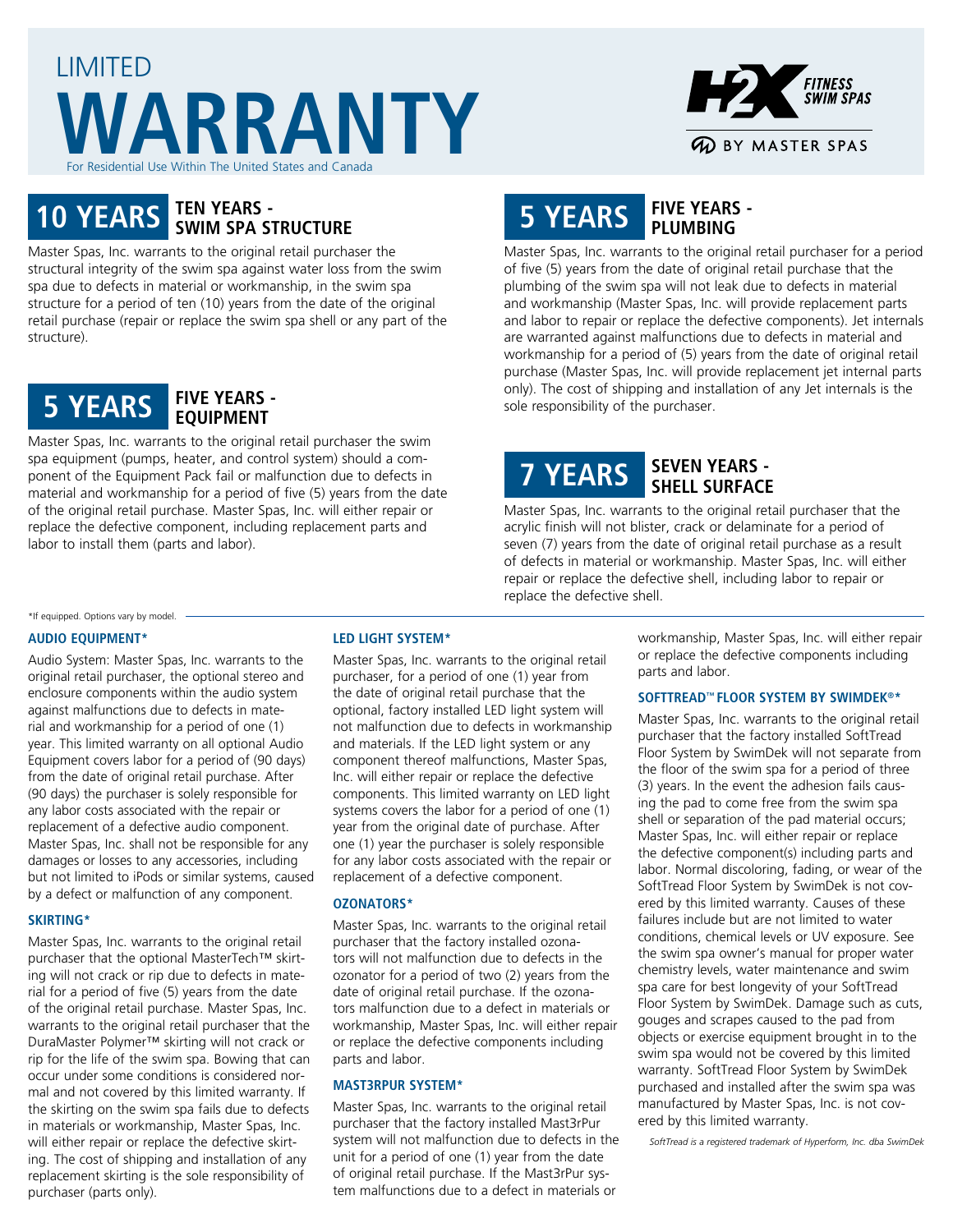# LIMITED WARRANTY

For Residential Use Within The United States and Canada

H2X FITNESS SWIM SPAS BY MASTER SPAS

## 10 YEARS — TEN YEARS - SWIM SPA STRUCTURE

Master Spas, Inc. warrants to the original retail purchaser the structural integrity of the swim spa against water loss from the swim spa due to defects in material or workmanship, in the swim spa structure for a period of ten (10) years from the date of the original retail purchase (repair or replace the swim spa shell or any part of the structure).

## 5 YEARS — FIVE YEARS - EQUIPMENT

Master Spas, Inc. warrants to the original retail purchaser the swim spa equipment (pumps, heater, and control system) should a component of the Equipment Pack fail or malfunction due to defects in material and workmanship for a period of five (5) years from the date of the original retail purchase. Master Spas, Inc. will either repair or replace the defective component, including replacement parts and labor to install them (parts and labor).

## 5 YEARS — FIVE YEARS - PLUMBING

Master Spas, Inc. warrants to the original retail purchaser for a period of five (5) years from the date of original retail purchase that the plumbing of the swim spa will not leak due to defects in material and workmanship (Master Spas, Inc. will provide replacement parts and labor to repair or replace the defective components). Jet internals are warranted against malfunctions due to defects in material and workmanship for a period of (5) years from the date of original retail purchase (Master Spas, Inc. will provide replacement jet internal parts only). The cost of shipping and installation of any Jet internals is the sole responsibility of the purchaser.

## 7 YEARS — SEVEN YEARS - SHELL SURFACE

Master Spas, Inc. warrants to the original retail purchaser that the acrylic finish will not blister, crack or delaminate for a period of seven (7) years from the date of original retail purchase as a result of defects in material or workmanship. Master Spas, Inc. will either repair or replace the defective shell, including labor to repair or replace the defective shell.

*If equipped. Options vary by model.

### AUDIO EQUIPMENT*

Audio System: Master Spas, Inc. warrants to the original retail purchaser, the optional stereo and enclosure components within the audio system against malfunctions due to defects in material and workmanship for a period of one (1) year. This limited warranty on all optional Audio Equipment covers labor for a period of (90 days) from the date of original retail purchase. After (90 days) the purchaser is solely responsible for any labor costs associated with the repair or replacement of a defective audio component. Master Spas, Inc. shall not be responsible for any damages or losses to any accessories, including but not limited to iPods or similar systems, caused by a defect or malfunction of any component.

### SKIRTING*

Master Spas, Inc. warrants to the original retail purchaser that the optional MasterTech™ skirting will not crack or rip due to defects in material for a period of five (5) years from the date of the original retail purchase. Master Spas, Inc. warrants to the original retail purchaser that the DuraMaster Polymer™ skirting will not crack or rip for the life of the swim spa. Bowing that can occur under some conditions is considered normal and not covered by this limited warranty. If the skirting on the swim spa fails due to defects in materials or workmanship, Master Spas, Inc. will either repair or replace the defective skirting. The cost of shipping and installation of any replacement skirting is the sole responsibility of purchaser (parts only).

### LED LIGHT SYSTEM*

Master Spas, Inc. warrants to the original retail purchaser, for a period of one (1) year from the date of original retail purchase that the optional, factory installed LED light system will not malfunction due to defects in workmanship and materials. If the LED light system or any component thereof malfunctions, Master Spas, Inc. will either repair or replace the defective components. This limited warranty on LED light systems covers the labor for a period of one (1) year from the original date of purchase. After one (1) year the purchaser is solely responsible for any labor costs associated with the repair or replacement of a defective component.

### OZONATORS*

Master Spas, Inc. warrants to the original retail purchaser that the factory installed ozonators will not malfunction due to defects in the ozonator for a period of two (2) years from the date of original retail purchase. If the ozonators malfunction due to a defect in materials or workmanship, Master Spas, Inc. will either repair or replace the defective components including parts and labor.

### MAST3RPUR SYSTEM*

Master Spas, Inc. warrants to the original retail purchaser that the factory installed Mast3rPur system will not malfunction due to defects in the unit for a period of one (1) year from the date of original retail purchase. If the Mast3rPur system malfunctions due to a defect in materials or workmanship, Master Spas, Inc. will either repair or replace the defective components including parts and labor.

### SOFTTREAD™ FLOOR SYSTEM BY SWIMDEK®*

Master Spas, Inc. warrants to the original retail purchaser that the factory installed SoftTread Floor System by SwimDek will not separate from the floor of the swim spa for a period of three (3) years. In the event the adhesion fails causing the pad to come free from the swim spa shell or separation of the pad material occurs; Master Spas, Inc. will either repair or replace the defective component(s) including parts and labor. Normal discoloring, fading, or wear of the SoftTread Floor System by SwimDek is not covered by this limited warranty. Causes of these failures include but are not limited to water conditions, chemical levels or UV exposure. See the swim spa owner's manual for proper water chemistry levels, water maintenance and swim spa care for best longevity of your SoftTread Floor System by SwimDek. Damage such as cuts, gouges and scrapes caused to the pad from objects or exercise equipment brought in to the swim spa would not be covered by this limited warranty. SoftTread Floor System by SwimDek purchased and installed after the swim spa was manufactured by Master Spas, Inc. is not covered by this limited warranty.

*SoftTread is a registered trademark of Hyperform, Inc. dba SwimDek*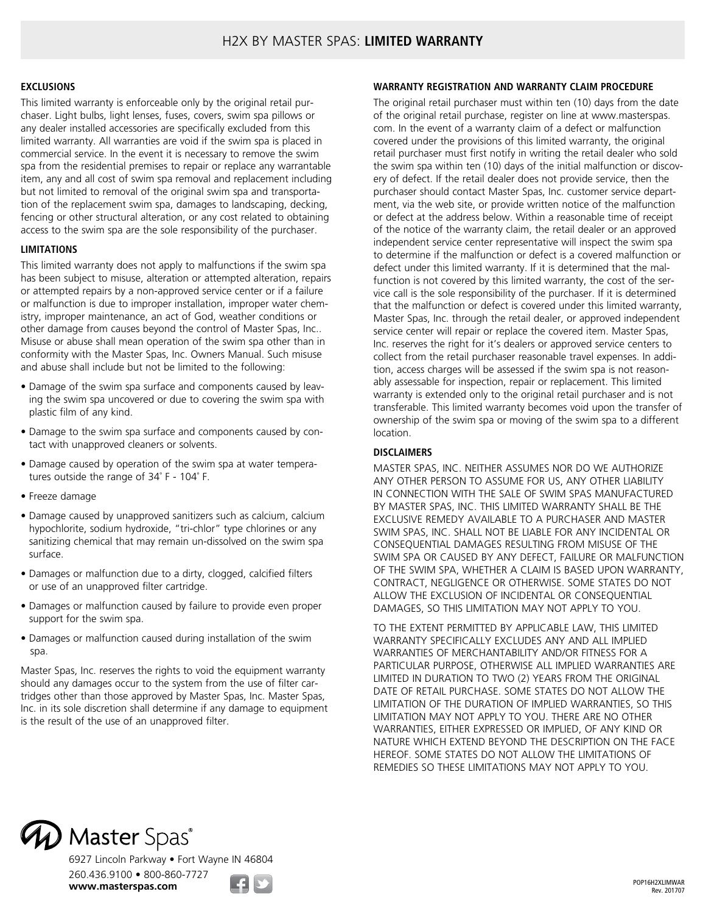# H2X BY MASTER SPAS: **LIMITED WARRANTY**

## EXCLUSIONS

This limited warranty is enforceable only by the original retail purchaser. Light bulbs, light lenses, fuses, covers, swim spa pillows or any dealer installed accessories are specifically excluded from this limited warranty. All warranties are void if the swim spa is placed in commercial service. In the event it is necessary to remove the swim spa from the residential premises to repair or replace any warrantable item, any and all cost of swim spa removal and replacement including but not limited to removal of the original swim spa and transportation of the replacement swim spa, damages to landscaping, decking, fencing or other structural alteration, or any cost related to obtaining access to the swim spa are the sole responsibility of the purchaser.

## LIMITATIONS

This limited warranty does not apply to malfunctions if the swim spa has been subject to misuse, alteration or attempted alteration, repairs or attempted repairs by a non-approved service center or if a failure or malfunction is due to improper installation, improper water chemistry, improper maintenance, an act of God, weather conditions or other damage from causes beyond the control of Master Spas, Inc.. Misuse or abuse shall mean operation of the swim spa other than in conformity with the Master Spas, Inc. Owners Manual. Such misuse and abuse shall include but not be limited to the following:

- Damage of the swim spa surface and components caused by leaving the swim spa uncovered or due to covering the swim spa with plastic film of any kind.
- Damage to the swim spa surface and components caused by contact with unapproved cleaners or solvents.
- Damage caused by operation of the swim spa at water temperatures outside the range of 34° F - 104° F.
- Freeze damage
- Damage caused by unapproved sanitizers such as calcium, calcium hypochlorite, sodium hydroxide, "tri-chlor" type chlorines or any sanitizing chemical that may remain un-dissolved on the swim spa surface.
- Damages or malfunction due to a dirty, clogged, calcified filters or use of an unapproved filter cartridge.
- Damages or malfunction caused by failure to provide even proper support for the swim spa.
- Damages or malfunction caused during installation of the swim spa.

Master Spas, Inc. reserves the rights to void the equipment warranty should any damages occur to the system from the use of filter cartridges other than those approved by Master Spas, Inc. Master Spas, Inc. in its sole discretion shall determine if any damage to equipment is the result of the use of an unapproved filter.

## WARRANTY REGISTRATION AND WARRANTY CLAIM PROCEDURE

The original retail purchaser must within ten (10) days from the date of the original retail purchase, register on line at www.masterspas.com. In the event of a warranty claim of a defect or malfunction covered under the provisions of this limited warranty, the original retail purchaser must first notify in writing the retail dealer who sold the swim spa within ten (10) days of the initial malfunction or discovery of defect. If the retail dealer does not provide service, then the purchaser should contact Master Spas, Inc. customer service department, via the web site, or provide written notice of the malfunction or defect at the address below. Within a reasonable time of receipt of the notice of the warranty claim, the retail dealer or an approved independent service center representative will inspect the swim spa to determine if the malfunction or defect is a covered malfunction or defect under this limited warranty. If it is determined that the malfunction is not covered by this limited warranty, the cost of the service call is the sole responsibility of the purchaser. If it is determined that the malfunction or defect is covered under this limited warranty, Master Spas, Inc. through the retail dealer, or approved independent service center will repair or replace the covered item. Master Spas, Inc. reserves the right for it's dealers or approved service centers to collect from the retail purchaser reasonable travel expenses. In addition, access charges will be assessed if the swim spa is not reasonably assessable for inspection, repair or replacement. This limited warranty is extended only to the original retail purchaser and is not transferable. This limited warranty becomes void upon the transfer of ownership of the swim spa or moving of the swim spa to a different location.

## DISCLAIMERS

MASTER SPAS, INC. NEITHER ASSUMES NOR DO WE AUTHORIZE ANY OTHER PERSON TO ASSUME FOR US, ANY OTHER LIABILITY IN CONNECTION WITH THE SALE OF SWIM SPAS MANUFACTURED BY MASTER SPAS, INC. THIS LIMITED WARRANTY SHALL BE THE EXCLUSIVE REMEDY AVAILABLE TO A PURCHASER AND MASTER SWIM SPAS, INC. SHALL NOT BE LIABLE FOR ANY INCIDENTAL OR CONSEQUENTIAL DAMAGES RESULTING FROM MISUSE OF THE SWIM SPA OR CAUSED BY ANY DEFECT, FAILURE OR MALFUNCTION OF THE SWIM SPA, WHETHER A CLAIM IS BASED UPON WARRANTY, CONTRACT, NEGLIGENCE OR OTHERWISE. SOME STATES DO NOT ALLOW THE EXCLUSION OF INCIDENTAL OR CONSEQUENTIAL DAMAGES, SO THIS LIMITATION MAY NOT APPLY TO YOU.

TO THE EXTENT PERMITTED BY APPLICABLE LAW, THIS LIMITED WARRANTY SPECIFICALLY EXCLUDES ANY AND ALL IMPLIED WARRANTIES OF MERCHANTABILITY AND/OR FITNESS FOR A PARTICULAR PURPOSE, OTHERWISE ALL IMPLIED WARRANTIES ARE LIMITED IN DURATION TO TWO (2) YEARS FROM THE ORIGINAL DATE OF RETAIL PURCHASE. SOME STATES DO NOT ALLOW THE LIMITATION OF THE DURATION OF IMPLIED WARRANTIES, SO THIS LIMITATION MAY NOT APPLY TO YOU. THERE ARE NO OTHER WARRANTIES, EITHER EXPRESSED OR IMPLIED, OF ANY KIND OR NATURE WHICH EXTEND BEYOND THE DESCRIPTION ON THE FACE HEREOF. SOME STATES DO NOT ALLOW THE LIMITATIONS OF REMEDIES SO THESE LIMITATIONS MAY NOT APPLY TO YOU.

Master Spas®

6927 Lincoln Parkway • Fort Wayne IN 46804

260.436.9100 • 800-860-7727

**www.masterspas.com**

POP16H2XLIMWAR
Rev. 201707